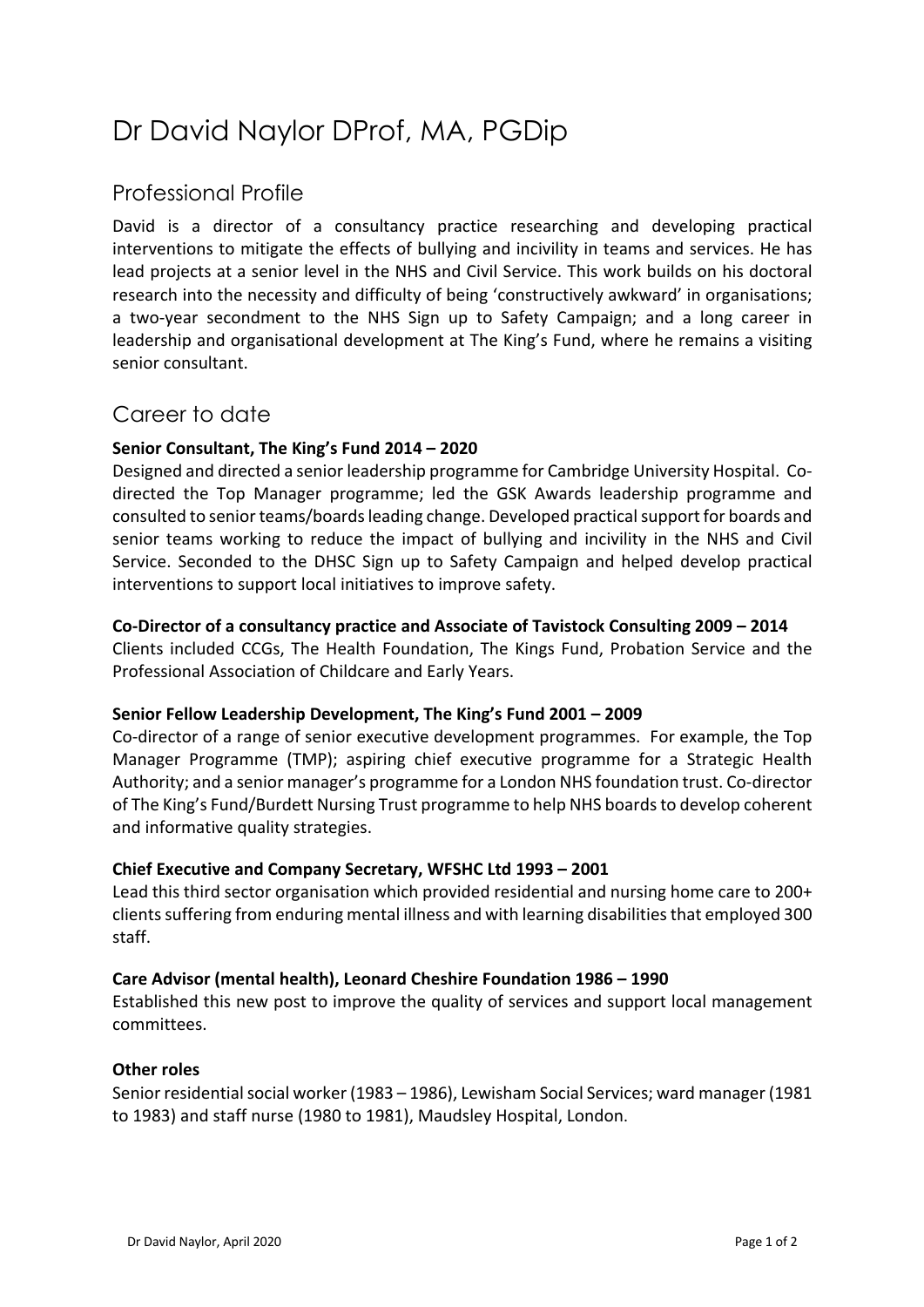# Dr David Naylor DProf, MA, PGDip

## Professional Profile

David is a director of a consultancy practice researching and developing practical interventions to mitigate the effects of bullying and incivility in teams and services. He has lead projects at a senior level in the NHS and Civil Service. This work builds on his doctoral research into the necessity and difficulty of being 'constructively awkward' in organisations; a two-year secondment to the NHS Sign up to Safety Campaign; and a long career in leadership and organisational development at The King's Fund, where he remains a visiting senior consultant.

## Career to date

**Senior Consultant, The King's Fund 2014 – 2020**

Designed and directed a senior leadership programme for Cambridge University Hospital. Co-directed the Top Manager programme; led the GSK Awards leadership programme and consulted to senior teams/boards leading change. Developed practical support for boards and senior teams working to reduce the impact of bullying and incivility in the NHS and Civil Service. Seconded to the DHSC Sign up to Safety Campaign and helped develop practical interventions to support local initiatives to improve safety.

**Co-Director of a consultancy practice and Associate of Tavistock Consulting 2009 – 2014**

Clients included CCGs, The Health Foundation, The Kings Fund, Probation Service and the Professional Association of Childcare and Early Years.

**Senior Fellow Leadership Development, The King's Fund 2001 – 2009**

Co-director of a range of senior executive development programmes. For example, the Top Manager Programme (TMP); aspiring chief executive programme for a Strategic Health Authority; and a senior manager's programme for a London NHS foundation trust. Co-director of The King's Fund/Burdett Nursing Trust programme to help NHS boards to develop coherent and informative quality strategies.

**Chief Executive and Company Secretary, WFSHC Ltd 1993 – 2001**

Lead this third sector organisation which provided residential and nursing home care to 200+ clients suffering from enduring mental illness and with learning disabilities that employed 300 staff.

**Care Advisor (mental health), Leonard Cheshire Foundation 1986 – 1990**

Established this new post to improve the quality of services and support local management committees.

**Other roles**

Senior residential social worker (1983 – 1986), Lewisham Social Services; ward manager (1981 to 1983) and staff nurse (1980 to 1981), Maudsley Hospital, London.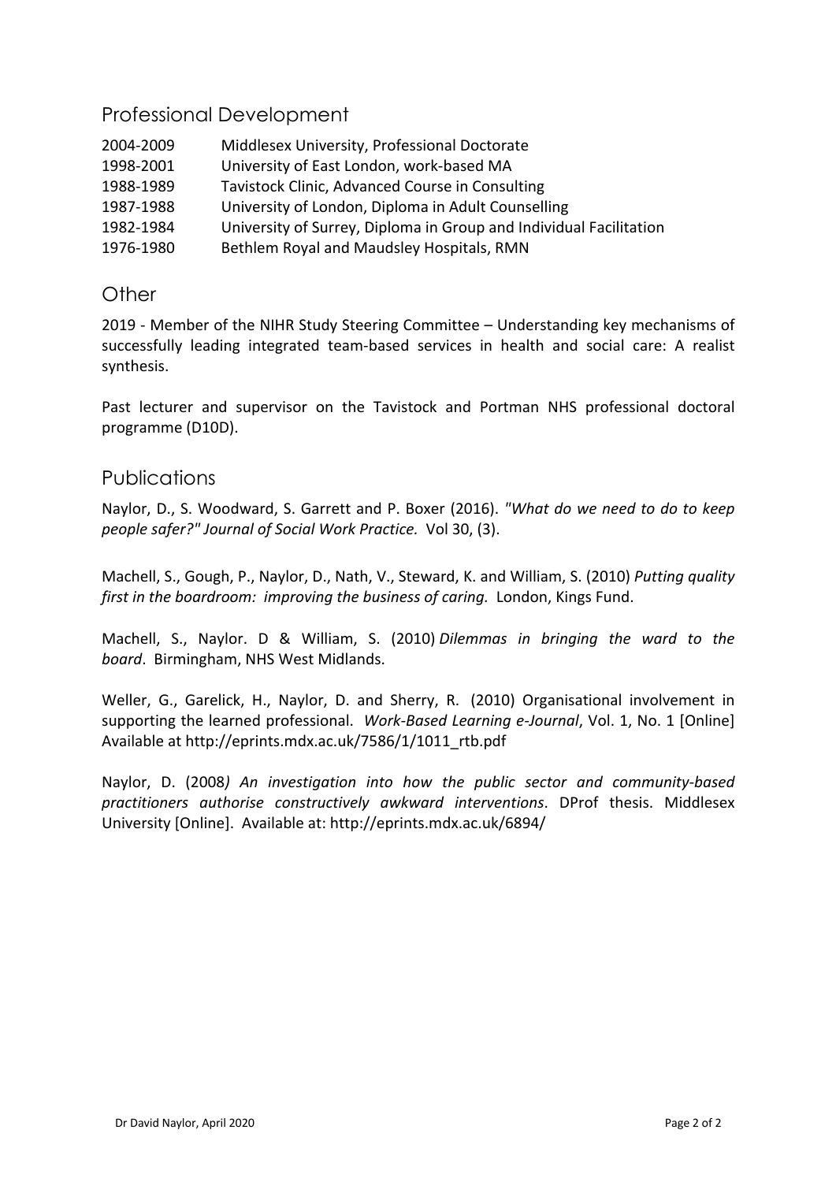## Professional Development

| | |
|---|---|
| 2004-2009 | Middlesex University, Professional Doctorate |
| 1998-2001 | University of East London, work-based MA |
| 1988-1989 | Tavistock Clinic, Advanced Course in Consulting |
| 1987-1988 | University of London, Diploma in Adult Counselling |
| 1982-1984 | University of Surrey, Diploma in Group and Individual Facilitation |
| 1976-1980 | Bethlem Royal and Maudsley Hospitals, RMN |

## Other

2019 - Member of the NIHR Study Steering Committee – Understanding key mechanisms of successfully leading integrated team-based services in health and social care: A realist synthesis.

Past lecturer and supervisor on the Tavistock and Portman NHS professional doctoral programme (D10D).

## Publications

Naylor, D., S. Woodward, S. Garrett and P. Boxer (2016). *"What do we need to do to keep people safer?" Journal of Social Work Practice.* Vol 30, (3).

Machell, S., Gough, P., Naylor, D., Nath, V., Steward, K. and William, S. (2010) *Putting quality first in the boardroom: improving the business of caring.* London, Kings Fund.

Machell, S., Naylor. D & William, S. (2010) *Dilemmas in bringing the ward to the board*. Birmingham, NHS West Midlands.

Weller, G., Garelick, H., Naylor, D. and Sherry, R. (2010) Organisational involvement in supporting the learned professional. *Work-Based Learning e-Journal*, Vol. 1, No. 1 [Online] Available at http://eprints.mdx.ac.uk/7586/1/1011_rtb.pdf

Naylor, D. (2008*) An investigation into how the public sector and community-based practitioners authorise constructively awkward interventions*. DProf thesis. Middlesex University [Online]. Available at: http://eprints.mdx.ac.uk/6894/